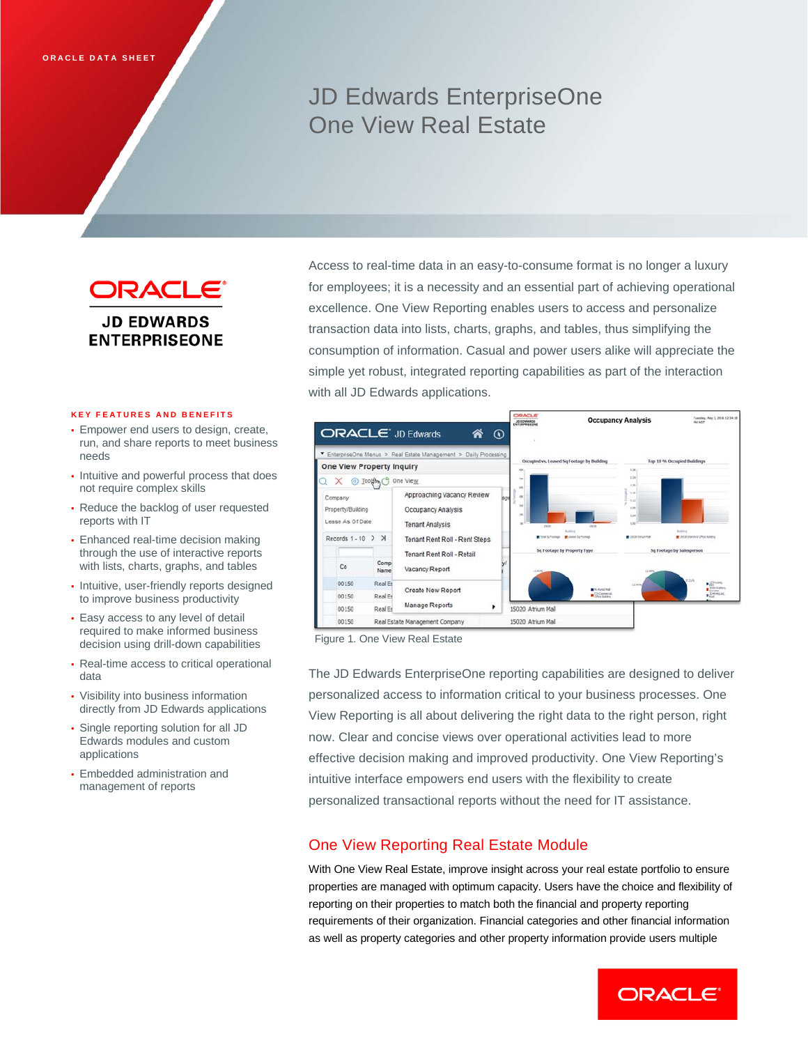ORACLE DATA SHEET

# JD Edwards EnterpriseOne One View Real Estate

ORACLE
JD EDWARDS ENTERPRISEONE

Access to real-time data in an easy-to-consume format is no longer a luxury for employees; it is a necessity and an essential part of achieving operational excellence. One View Reporting enables users to access and personalize transaction data into lists, charts, graphs, and tables, thus simplifying the consumption of information. Casual and power users alike will appreciate the simple yet robust, integrated reporting capabilities as part of the interaction with all JD Edwards applications.

Figure 1. One View Real Estate

The JD Edwards EnterpriseOne reporting capabilities are designed to deliver personalized access to information critical to your business processes. One View Reporting is all about delivering the right data to the right person, right now. Clear and concise views over operational activities lead to more effective decision making and improved productivity. One View Reporting's intuitive interface empowers end users with the flexibility to create personalized transactional reports without the need for IT assistance.

### KEY FEATURES AND BENEFITS

- Empower end users to design, create, run, and share reports to meet business needs
- Intuitive and powerful process that does not require complex skills
- Reduce the backlog of user requested reports with IT
- Enhanced real-time decision making through the use of interactive reports with lists, charts, graphs, and tables
- Intuitive, user-friendly reports designed to improve business productivity
- Easy access to any level of detail required to make informed business decision using drill-down capabilities
- Real-time access to critical operational data
- Visibility into business information directly from JD Edwards applications
- Single reporting solution for all JD Edwards modules and custom applications
- Embedded administration and management of reports

## One View Reporting Real Estate Module

With One View Real Estate, improve insight across your real estate portfolio to ensure properties are managed with optimum capacity. Users have the choice and flexibility of reporting on their properties to match both the financial and property reporting requirements of their organization. Financial categories and other financial information as well as property categories and other property information provide users multiple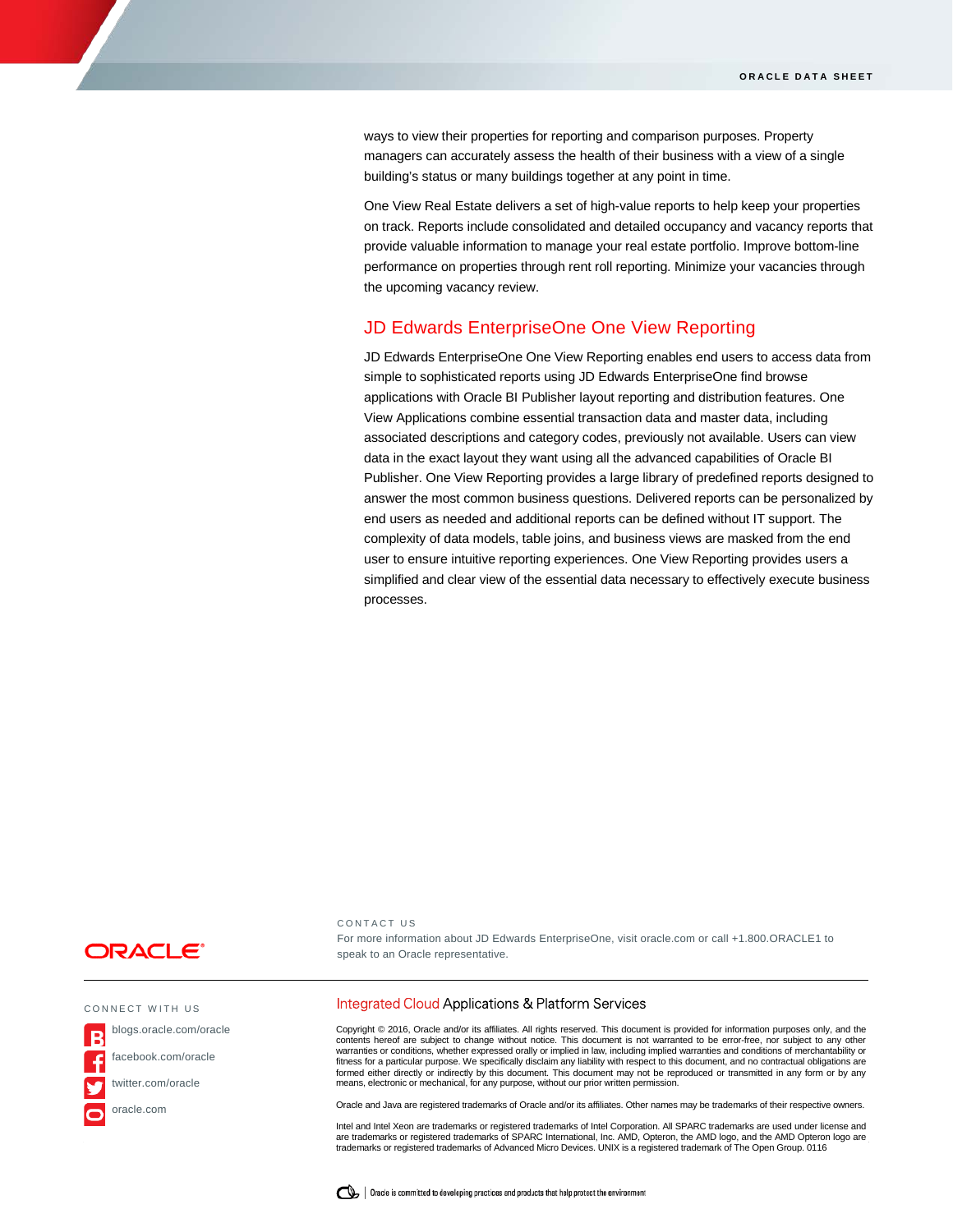ways to view their properties for reporting and comparison purposes. Property managers can accurately assess the health of their business with a view of a single building's status or many buildings together at any point in time.

One View Real Estate delivers a set of high-value reports to help keep your properties on track. Reports include consolidated and detailed occupancy and vacancy reports that provide valuable information to manage your real estate portfolio. Improve bottom-line performance on properties through rent roll reporting. Minimize your vacancies through the upcoming vacancy review.

## JD Edwards EnterpriseOne One View Reporting

JD Edwards EnterpriseOne One View Reporting enables end users to access data from simple to sophisticated reports using JD Edwards EnterpriseOne find browse applications with Oracle BI Publisher layout reporting and distribution features. One View Applications combine essential transaction data and master data, including associated descriptions and category codes, previously not available. Users can view data in the exact layout they want using all the advanced capabilities of Oracle BI Publisher. One View Reporting provides a large library of predefined reports designed to answer the most common business questions. Delivered reports can be personalized by end users as needed and additional reports can be defined without IT support. The complexity of data models, table joins, and business views are masked from the end user to ensure intuitive reporting experiences. One View Reporting provides users a simplified and clear view of the essential data necessary to effectively execute business processes.

CONTACT US

For more information about JD Edwards EnterpriseOne, visit oracle.com or call +1.800.ORACLE1 to speak to an Oracle representative.

CONNECT WITH US

- blogs.oracle.com/oracle
- facebook.com/oracle
- twitter.com/oracle
- oracle.com

Integrated Cloud Applications & Platform Services

Copyright © 2016, Oracle and/or its affiliates. All rights reserved. This document is provided for information purposes only, and the contents hereof are subject to change without notice. This document is not warranted to be error-free, nor subject to any other warranties or conditions, whether expressed orally or implied in law, including implied warranties and conditions of merchantability or fitness for a particular purpose. We specifically disclaim any liability with respect to this document, and no contractual obligations are formed either directly or indirectly by this document. This document may not be reproduced or transmitted in any form or by any means, electronic or mechanical, for any purpose, without our prior written permission.

Oracle and Java are registered trademarks of Oracle and/or its affiliates. Other names may be trademarks of their respective owners.

Intel and Intel Xeon are trademarks or registered trademarks of Intel Corporation. All SPARC trademarks are used under license and are trademarks or registered trademarks of SPARC International, Inc. AMD, Opteron, the AMD logo, and the AMD Opteron logo are trademarks or registered trademarks of Advanced Micro Devices. UNIX is a registered trademark of The Open Group. 0116

Oracle is committed to developing practices and products that help protect the environment